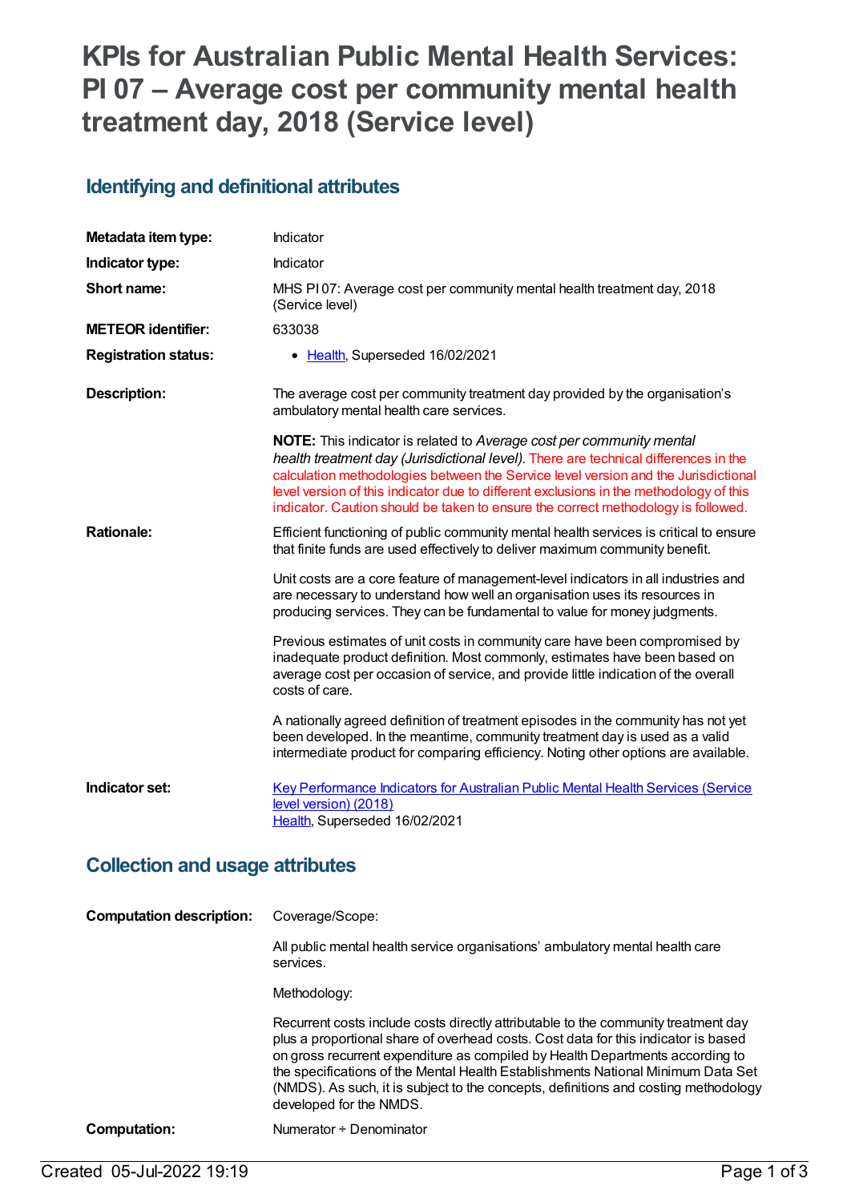# KPIs for Australian Public Mental Health Services: PI 07 – Average cost per community mental health treatment day, 2018 (Service level)

## Identifying and definitional attributes

| | |
|---|---|
| **Metadata item type:** | Indicator |
| **Indicator type:** | Indicator |
| **Short name:** | MHS PI 07: Average cost per community mental health treatment day, 2018 (Service level) |
| **METEOR identifier:** | 633038 |
| **Registration status:** | • Health, Superseded 16/02/2021 |
| **Description:** | The average cost per community treatment day provided by the organisation's ambulatory mental health care services.<br><br>**NOTE:** This indicator is related to *Average cost per community mental health treatment day (Jurisdictional level)*. There are technical differences in the calculation methodologies between the Service level version and the Jurisdictional level version of this indicator due to different exclusions in the methodology of this indicator. Caution should be taken to ensure the correct methodology is followed. |
| **Rationale:** | Efficient functioning of public community mental health services is critical to ensure that finite funds are used effectively to deliver maximum community benefit.<br><br>Unit costs are a core feature of management-level indicators in all industries and are necessary to understand how well an organisation uses its resources in producing services. They can be fundamental to value for money judgments.<br><br>Previous estimates of unit costs in community care have been compromised by inadequate product definition. Most commonly, estimates have been based on average cost per occasion of service, and provide little indication of the overall costs of care.<br><br>A nationally agreed definition of treatment episodes in the community has not yet been developed. In the meantime, community treatment day is used as a valid intermediate product for comparing efficiency. Noting other options are available. |
| **Indicator set:** | Key Performance Indicators for Australian Public Mental Health Services (Service level version) (2018)<br>Health, Superseded 16/02/2021 |

## Collection and usage attributes

| | |
|---|---|
| **Computation description:** | Coverage/Scope:<br><br>All public mental health service organisations' ambulatory mental health care services.<br><br>Methodology:<br><br>Recurrent costs include costs directly attributable to the community treatment day plus a proportional share of overhead costs. Cost data for this indicator is based on gross recurrent expenditure as compiled by Health Departments according to the specifications of the Mental Health Establishments National Minimum Data Set (NMDS). As such, it is subject to the concepts, definitions and costing methodology developed for the NMDS. |
| **Computation:** | Numerator ÷ Denominator |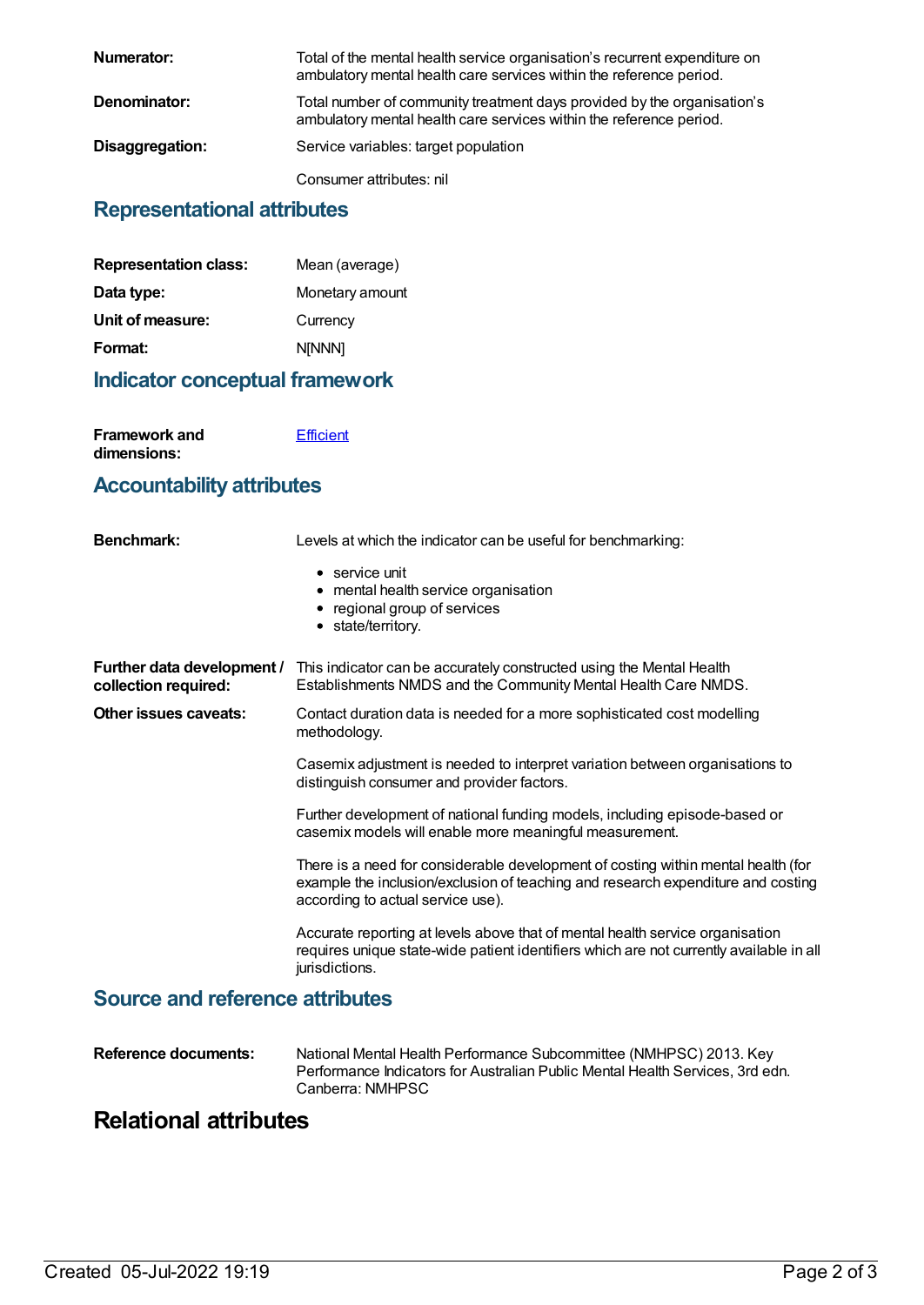**Numerator:** Total of the mental health service organisation's recurrent expenditure on ambulatory mental health care services within the reference period.

**Denominator:** Total number of community treatment days provided by the organisation's ambulatory mental health care services within the reference period.

**Disaggregation:** Service variables: target population

Consumer attributes: nil

## Representational attributes

| | |
|---|---|
| **Representation class:** | Mean (average) |
| **Data type:** | Monetary amount |
| **Unit of measure:** | Currency |
| **Format:** | N[NNN] |

## Indicator conceptual framework

**Framework and dimensions:** Efficient

## Accountability attributes

**Benchmark:** Levels at which the indicator can be useful for benchmarking:

- service unit
- mental health service organisation
- regional group of services
- state/territory.

**Further data development / collection required:** This indicator can be accurately constructed using the Mental Health Establishments NMDS and the Community Mental Health Care NMDS.

**Other issues caveats:** Contact duration data is needed for a more sophisticated cost modelling methodology.

Casemix adjustment is needed to interpret variation between organisations to distinguish consumer and provider factors.

Further development of national funding models, including episode-based or casemix models will enable more meaningful measurement.

There is a need for considerable development of costing within mental health (for example the inclusion/exclusion of teaching and research expenditure and costing according to actual service use).

Accurate reporting at levels above that of mental health service organisation requires unique state-wide patient identifiers which are not currently available in all jurisdictions.

## Source and reference attributes

**Reference documents:** National Mental Health Performance Subcommittee (NMHPSC) 2013. Key Performance Indicators for Australian Public Mental Health Services, 3rd edn. Canberra: NMHPSC

# Relational attributes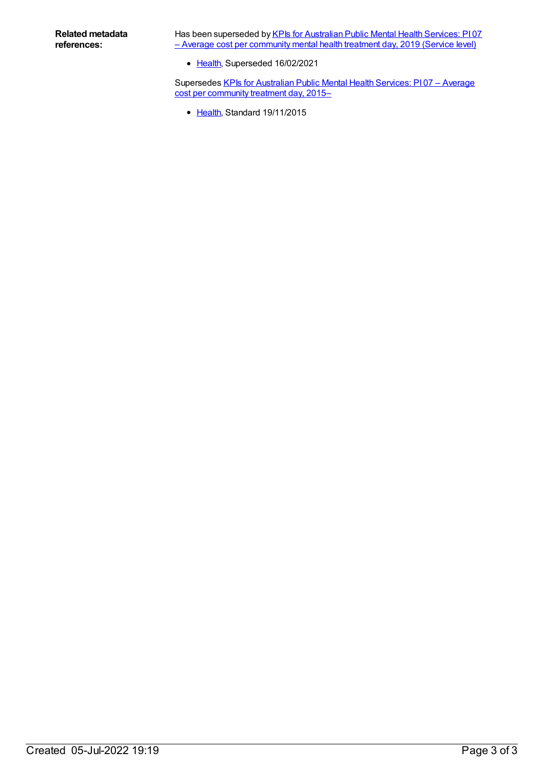**Related metadata references:**

Has been superseded by KPIs for Australian Public Mental Health Services: PI 07 – Average cost per community mental health treatment day, 2019 (Service level)

- Health, Superseded 16/02/2021

Supersedes KPIs for Australian Public Mental Health Services: PI 07 – Average cost per community treatment day, 2015–

- Health, Standard 19/11/2015